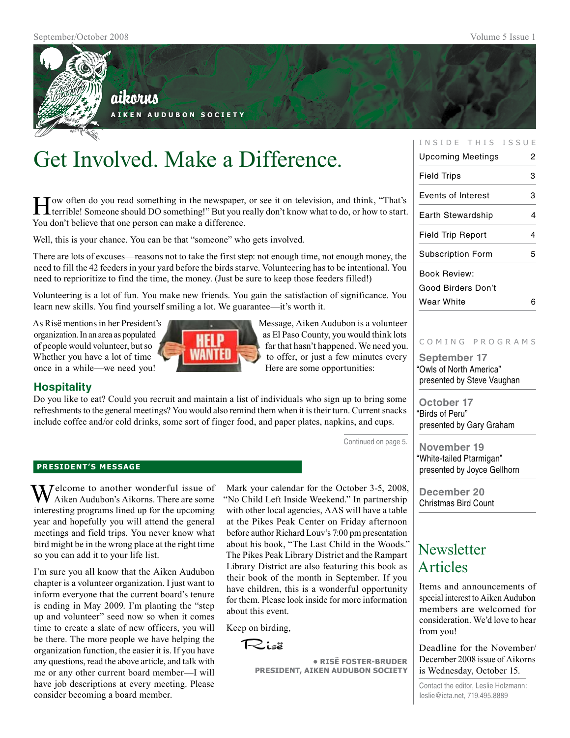# aikorns

AIKEN AUDUBON SOCIETY

## Get Involved. Make a Difference.

How often do you read something in the newspaper, or see it on television, and think, "That's terrible! Someone should DO something!" But you really don't know what to do, or how to start. You don't believe that one person can make a difference.

Well, this is your chance. You can be that "someone" who gets involved.

There are lots of excuses—reasons not to take the first step: not enough time, not enough money, the need to fill the 42 feeders in your yard before the birds starve. Volunteering has to be intentional. You need to reprioritize to find the time, the money. (Just be sure to keep those feeders filled!)

Volunteering is a lot of fun. You make new friends. You gain the satisfaction of significance. You learn new skills. You find yourself smiling a lot. We guarantee—it's worth it.

As Risë mentions in her President's Message, Aiken Audubon is a volunteer organization. In an area as populated as El Paso County, you would think lots of people would volunteer, but so far that hasn't happened. We need you. Whether you have a lot of time to offer, or just a few minutes every once in a while—we need you! Here are some opportunities:

### Hospitality

Do you like to eat? Could you recruit and maintain a list of individuals who sign up to bring some refreshments to the general meetings? You would also remind them when it is their turn. Current snacks include coffee and/or cold drinks, some sort of finger food, and paper plates, napkins, and cups.

Continued on page 5.

## PRESIDENT'S MESSAGE

Welcome to another wonderful issue of Aiken Audubon's Aikorns. There are some interesting programs lined up for the upcoming year and hopefully you will attend the general meetings and field trips. You never know what bird might be in the wrong place at the right time so you can add it to your life list.

I'm sure you all know that the Aiken Audubon chapter is a volunteer organization. I just want to inform everyone that the current board's tenure is ending in May 2009. I'm planting the "step up and volunteer" seed now so when it comes time to create a slate of new officers, you will be there. The more people we have helping the organization function, the easier it is. If you have any questions, read the above article, and talk with me or any other current board member—I will have job descriptions at every meeting. Please consider becoming a board member.

Mark your calendar for the October 3-5, 2008, "No Child Left Inside Weekend." In partnership with other local agencies, AAS will have a table at the Pikes Peak Center on Friday afternoon before author Richard Louv's 7:00 pm presentation about his book, "The Last Child in the Woods." The Pikes Peak Library District and the Rampart Library District are also featuring this book as their book of the month in September. If you have children, this is a wonderful opportunity for them. Please look inside for more information about this event.

Keep on birding,

*Risë*

**• RISË FOSTER-BRUDER**
**PRESIDENT, AIKEN AUDUBON SOCIETY**

### INSIDE THIS ISSUE

| | |
|---|---|
| Upcoming Meetings | 2 |
| Field Trips | 3 |
| Events of Interest | 3 |
| Earth Stewardship | 4 |
| Field Trip Report | 4 |
| Subscription Form | 5 |
| Book Review: Good Birders Don't Wear White | 6 |

### COMING PROGRAMS

**September 17**
"Owls of North America" presented by Steve Vaughan

**October 17**
"Birds of Peru" presented by Gary Graham

**November 19**
"White-tailed Ptarmigan" presented by Joyce Gellhorn

**December 20**
Christmas Bird Count

## Newsletter Articles

Items and announcements of special interest to Aiken Audubon members are welcomed for consideration. We'd love to hear from you!

Deadline for the November/December 2008 issue of Aikorns is Wednesday, October 15.

Contact the editor, Leslie Holzmann: leslie@icta.net, 719.495.8889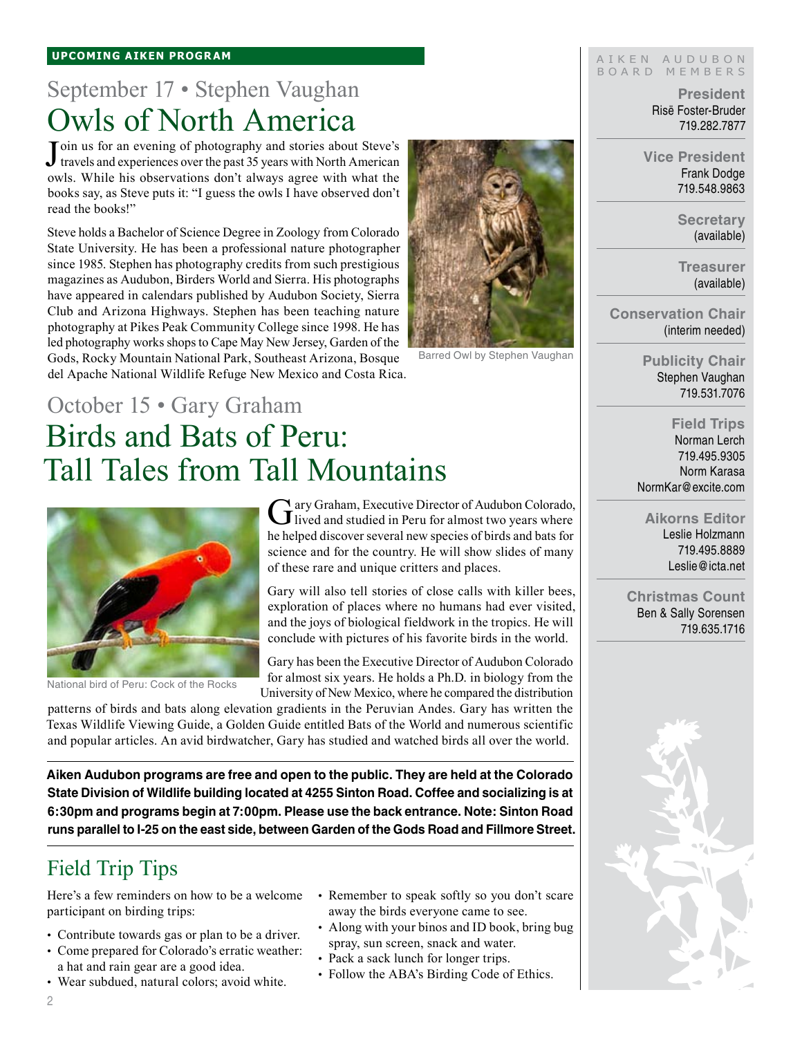**UPCOMING AIKEN PROGRAM**

## September 17 • Stephen Vaughan

# Owls of North America

Join us for an evening of photography and stories about Steve's travels and experiences over the past 35 years with North American owls. While his observations don't always agree with what the books say, as Steve puts it: "I guess the owls I have observed don't read the books!"

Steve holds a Bachelor of Science Degree in Zoology from Colorado State University. He has been a professional nature photographer since 1985. Stephen has photography credits from such prestigious magazines as Audubon, Birders World and Sierra. His photographs have appeared in calendars published by Audubon Society, Sierra Club and Arizona Highways. Stephen has been teaching nature photography at Pikes Peak Community College since 1998. He has led photography works shops to Cape May New Jersey, Garden of the Gods, Rocky Mountain National Park, Southeast Arizona, Bosque del Apache National Wildlife Refuge New Mexico and Costa Rica.

Barred Owl by Stephen Vaughan

## October 15 • Gary Graham

# Birds and Bats of Peru: Tall Tales from Tall Mountains

National bird of Peru: Cock of the Rocks

Gary Graham, Executive Director of Audubon Colorado, lived and studied in Peru for almost two years where he helped discover several new species of birds and bats for science and for the country. He will show slides of many of these rare and unique critters and places.

Gary will also tell stories of close calls with killer bees, exploration of places where no humans had ever visited, and the joys of biological fieldwork in the tropics. He will conclude with pictures of his favorite birds in the world.

Gary has been the Executive Director of Audubon Colorado for almost six years. He holds a Ph.D. in biology from the University of New Mexico, where he compared the distribution patterns of birds and bats along elevation gradients in the Peruvian Andes. Gary has written the Texas Wildlife Viewing Guide, a Golden Guide entitled Bats of the World and numerous scientific and popular articles. An avid birdwatcher, Gary has studied and watched birds all over the world.

**Aiken Audubon programs are free and open to the public. They are held at the Colorado State Division of Wildlife building located at 4255 Sinton Road. Coffee and socializing is at 6:30pm and programs begin at 7:00pm. Please use the back entrance. Note: Sinton Road runs parallel to I-25 on the east side, between Garden of the Gods Road and Fillmore Street.**

## Field Trip Tips

Here's a few reminders on how to be a welcome participant on birding trips:

- Contribute towards gas or plan to be a driver.
- Come prepared for Colorado's erratic weather: a hat and rain gear are a good idea.
- Wear subdued, natural colors; avoid white.
- Remember to speak softly so you don't scare away the birds everyone came to see.
- Along with your binos and ID book, bring bug spray, sun screen, snack and water.
- Pack a sack lunch for longer trips.
- Follow the ABA's Birding Code of Ethics.

---

AIKEN AUDUBON BOARD MEMBERS

**President**
Risë Foster-Bruder
719.282.7877

**Vice President**
Frank Dodge
719.548.9863

**Secretary**
(available)

**Treasurer**
(available)

**Conservation Chair**
(interim needed)

**Publicity Chair**
Stephen Vaughan
719.531.7076

**Field Trips**
Norman Lerch
719.495.9305
Norm Karasa
NormKar@excite.com

**Aikorns Editor**
Leslie Holzmann
719.495.8889
Leslie@icta.net

**Christmas Count**
Ben & Sally Sorensen
719.635.1716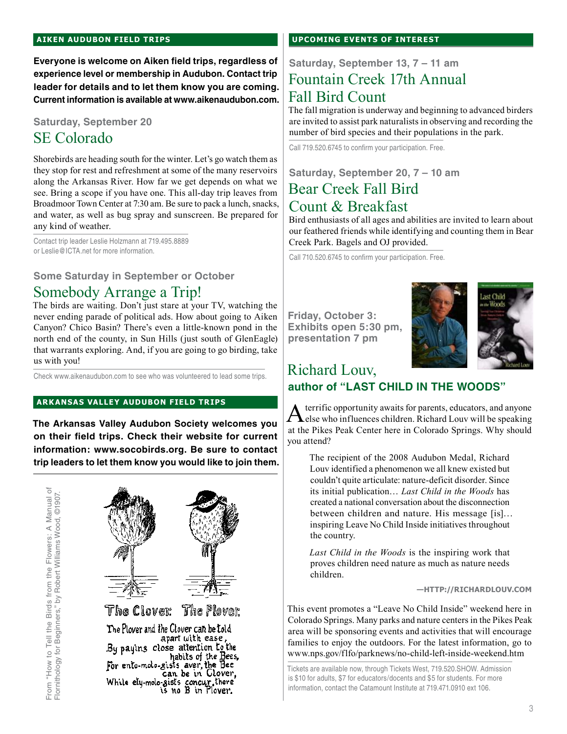## AIKEN AUDUBON FIELD TRIPS

**Everyone is welcome on Aiken field trips, regardless of experience level or membership in Audubon. Contact trip leader for details and to let them know you are coming. Current information is available at www.aikenaudubon.com.**

**Saturday, September 20**

### SE Colorado

Shorebirds are heading south for the winter. Let's go watch them as they stop for rest and refreshment at some of the many reservoirs along the Arkansas River. How far we get depends on what we see. Bring a scope if you have one. This all-day trip leaves from Broadmoor Town Center at 7:30 am. Be sure to pack a lunch, snacks, and water, as well as bug spray and sunscreen. Be prepared for any kind of weather.

Contact trip leader Leslie Holzmann at 719.495.8889 or Leslie@ICTA.net for more information.

**Some Saturday in September or October**

### Somebody Arrange a Trip!

The birds are waiting. Don't just stare at your TV, watching the never ending parade of political ads. How about going to Aiken Canyon? Chico Basin? There's even a little-known pond in the north end of the county, in Sun Hills (just south of GlenEagle) that warrants exploring. And, if you are going to go birding, take us with you!

Check www.aikenaudubon.com to see who was volunteered to lead some trips.

## ARKANSAS VALLEY AUDUBON FIELD TRIPS

**The Arkansas Valley Audubon Society welcomes you on their field trips. Check their website for current information: www.socobirds.org. Be sure to contact trip leaders to let them know you would like to join them.**

The Clover. The Plover.

The Plover and the Clover can be told apart with ease,
By paying close attention to the habits of the Bees,
For ento-molo-gists aver, the Bee can be in Clover,
While ety-molo-gists concur, there is no B in Plover.

From "How to Tell the Birds from the Flowers: A Manual of Flornithology for Beginners," by Robert Williams Wood, ©1907.

## UPCOMING EVENTS OF INTEREST

**Saturday, September 13, 7 – 11 am**

### Fountain Creek 17th Annual Fall Bird Count

The fall migration is underway and beginning to advanced birders are invited to assist park naturalists in observing and recording the number of bird species and their populations in the park.

Call 719.520.6745 to confirm your participation. Free.

**Saturday, September 20, 7 – 10 am**

### Bear Creek Fall Bird Count & Breakfast

Bird enthusiasts of all ages and abilities are invited to learn about our feathered friends while identifying and counting them in Bear Creek Park. Bagels and OJ provided.

Call 710.520.6745 to confirm your participation. Free.

**Friday, October 3: Exhibits open 5:30 pm, presentation 7 pm**

### Richard Louv, author of "LAST CHILD IN THE WOODS"

A terrific opportunity awaits for parents, educators, and anyone else who influences children. Richard Louv will be speaking at the Pikes Peak Center here in Colorado Springs. Why should you attend?

> The recipient of the 2008 Audubon Medal, Richard Louv identified a phenomenon we all knew existed but couldn't quite articulate: nature-deficit disorder. Since its initial publication… *Last Child in the Woods* has created a national conversation about the disconnection between children and nature. His message [is]… inspiring Leave No Child Inside initiatives throughout the country.
>
> *Last Child in the Woods* is the inspiring work that proves children need nature as much as nature needs children.
>
> —HTTP://RICHARDLOUV.COM

This event promotes a "Leave No Child Inside" weekend here in Colorado Springs. Many parks and nature centers in the Pikes Peak area will be sponsoring events and activities that will encourage families to enjoy the outdoors. For the latest information, go to www.nps.gov/flfo/parknews/no-child-left-inside-weekend.htm

Tickets are available now, through Tickets West, 719.520.SHOW. Admission is $10 for adults, $7 for educators/docents and $5 for students. For more information, contact the Catamount Institute at 719.471.0910 ext 106.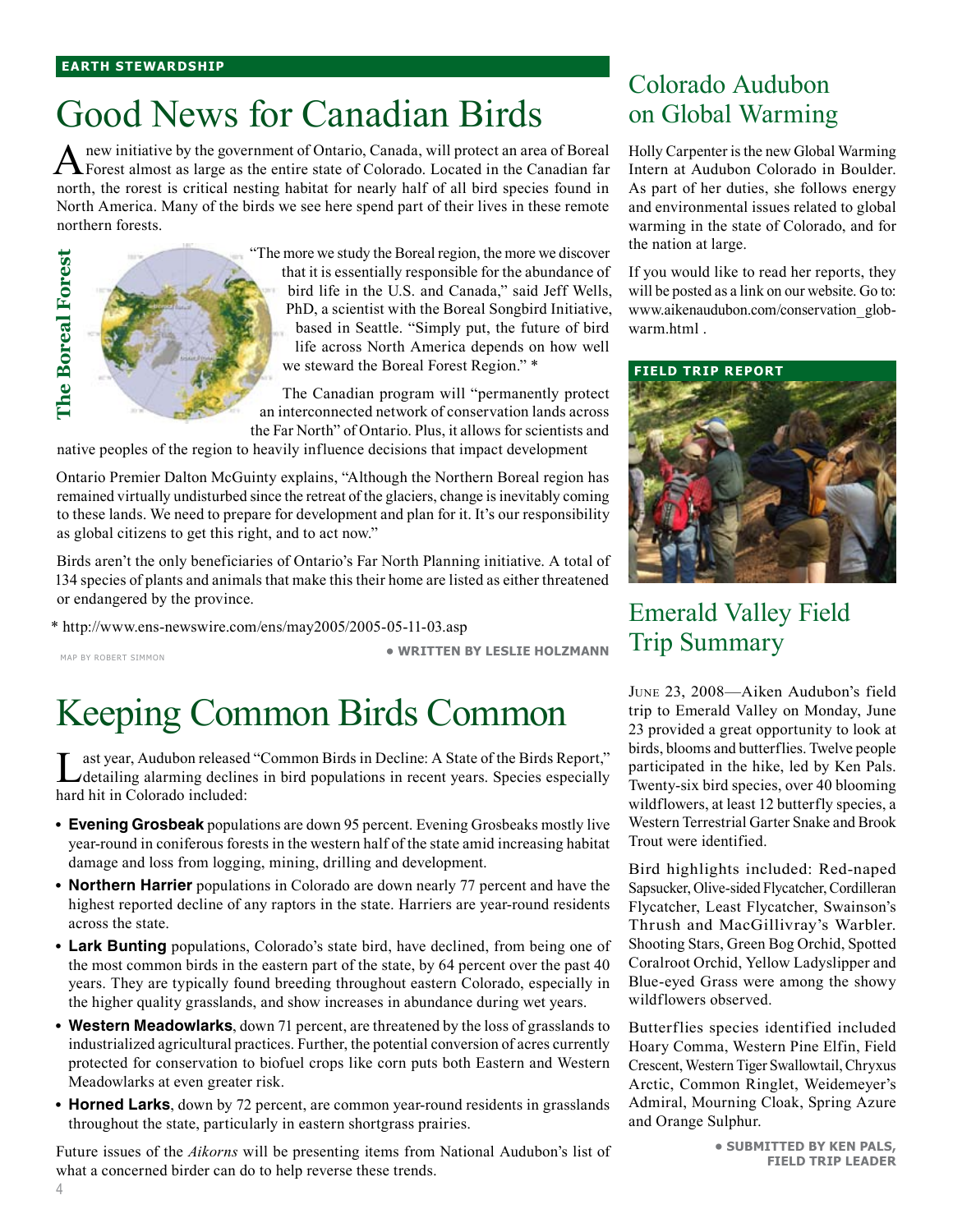**EARTH STEWARDSHIP**

# Good News for Canadian Birds

A new initiative by the government of Ontario, Canada, will protect an area of Boreal Forest almost as large as the entire state of Colorado. Located in the Canadian far north, the rorest is critical nesting habitat for nearly half of all bird species found in North America. Many of the birds we see here spend part of their lives in these remote northern forests.

**The Boreal Forest**

"The more we study the Boreal region, the more we discover that it is essentially responsible for the abundance of bird life in the U.S. and Canada," said Jeff Wells, PhD, a scientist with the Boreal Songbird Initiative, based in Seattle. "Simply put, the future of bird life across North America depends on how well we steward the Boreal Forest Region." *

The Canadian program will "permanently protect an interconnected network of conservation lands across the Far North" of Ontario. Plus, it allows for scientists and native peoples of the region to heavily influence decisions that impact development

Ontario Premier Dalton McGuinty explains, "Although the Northern Boreal region has remained virtually undisturbed since the retreat of the glaciers, change is inevitably coming to these lands. We need to prepare for development and plan for it. It's our responsibility as global citizens to get this right, and to act now."

Birds aren't the only beneficiaries of Ontario's Far North Planning initiative. A total of 134 species of plants and animals that make this their home are listed as either threatened or endangered by the province.

* http://www.ens-newswire.com/ens/may2005/2005-05-11-03.asp

MAP BY ROBERT SIMMON

• **WRITTEN BY LESLIE HOLZMANN**

# Keeping Common Birds Common

Last year, Audubon released "Common Birds in Decline: A State of the Birds Report," detailing alarming declines in bird populations in recent years. Species especially hard hit in Colorado included:

- **Evening Grosbeak** populations are down 95 percent. Evening Grosbeaks mostly live year-round in coniferous forests in the western half of the state amid increasing habitat damage and loss from logging, mining, drilling and development.
- **Northern Harrier** populations in Colorado are down nearly 77 percent and have the highest reported decline of any raptors in the state. Harriers are year-round residents across the state.
- **Lark Bunting** populations, Colorado's state bird, have declined, from being one of the most common birds in the eastern part of the state, by 64 percent over the past 40 years. They are typically found breeding throughout eastern Colorado, especially in the higher quality grasslands, and show increases in abundance during wet years.
- **Western Meadowlarks**, down 71 percent, are threatened by the loss of grasslands to industrialized agricultural practices. Further, the potential conversion of acres currently protected for conservation to biofuel crops like corn puts both Eastern and Western Meadowlarks at even greater risk.
- **Horned Larks**, down by 72 percent, are common year-round residents in grasslands throughout the state, particularly in eastern shortgrass prairies.

Future issues of the *Aikorns* will be presenting items from National Audubon's list of what a concerned birder can do to help reverse these trends.

## Colorado Audubon on Global Warming

Holly Carpenter is the new Global Warming Intern at Audubon Colorado in Boulder. As part of her duties, she follows energy and environmental issues related to global warming in the state of Colorado, and for the nation at large.

If you would like to read her reports, they will be posted as a link on our website. Go to: www.aikenaudubon.com/conservation_glob-warm.html .

**FIELD TRIP REPORT**

## Emerald Valley Field Trip Summary

June 23, 2008—Aiken Audubon's field trip to Emerald Valley on Monday, June 23 provided a great opportunity to look at birds, blooms and butterflies. Twelve people participated in the hike, led by Ken Pals. Twenty-six bird species, over 40 blooming wildflowers, at least 12 butterfly species, a Western Terrestrial Garter Snake and Brook Trout were identified.

Bird highlights included: Red-naped Sapsucker, Olive-sided Flycatcher, Cordilleran Flycatcher, Least Flycatcher, Swainson's Thrush and MacGillivray's Warbler. Shooting Stars, Green Bog Orchid, Spotted Coralroot Orchid, Yellow Ladyslipper and Blue-eyed Grass were among the showy wildflowers observed.

Butterflies species identified included Hoary Comma, Western Pine Elfin, Field Crescent, Western Tiger Swallowtail, Chryxus Arctic, Common Ringlet, Weidemeyer's Admiral, Mourning Cloak, Spring Azure and Orange Sulphur.

• **SUBMITTED BY KEN PALS, FIELD TRIP LEADER**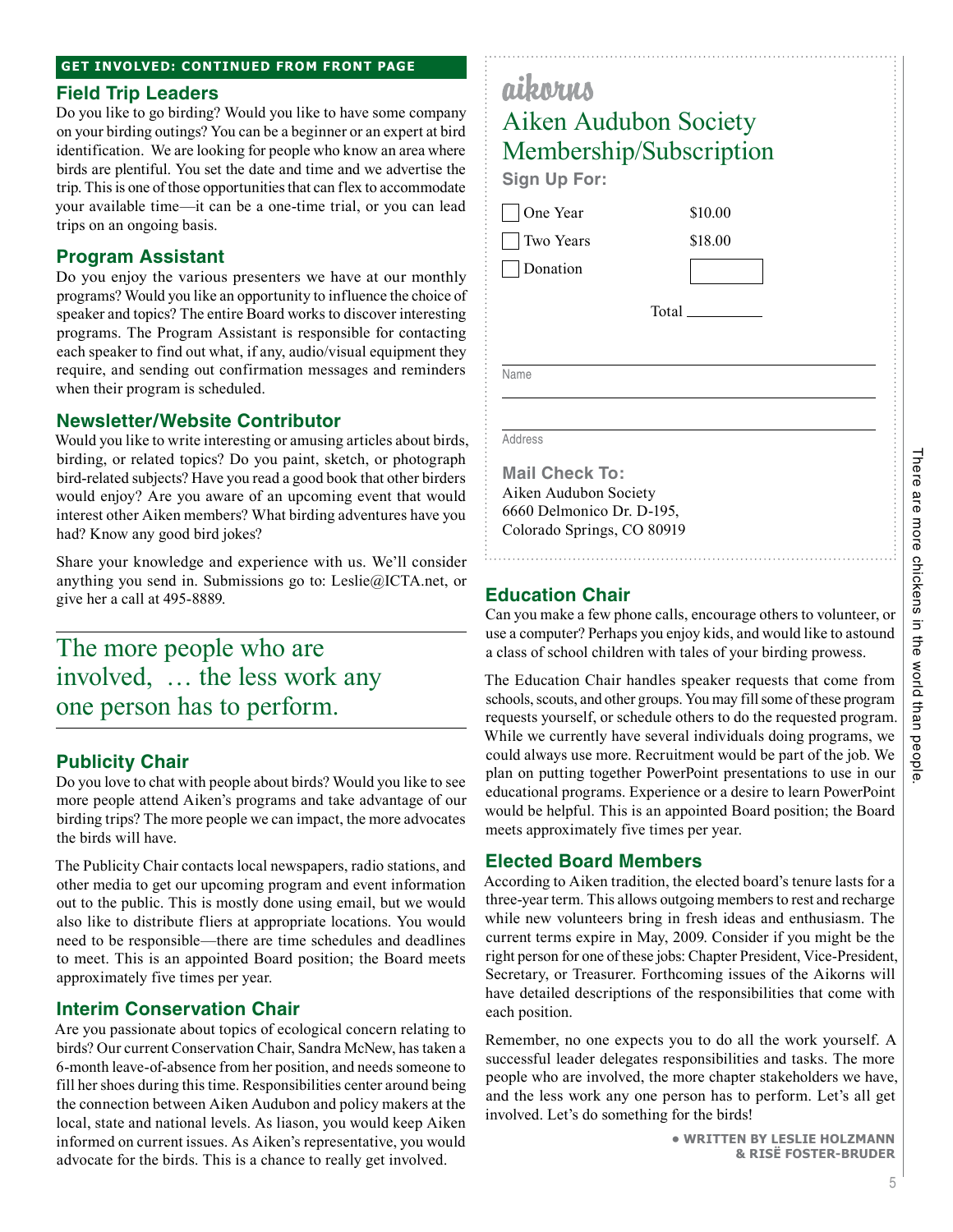**GET INVOLVED: CONTINUED FROM FRONT PAGE**

## Field Trip Leaders

Do you like to go birding? Would you like to have some company on your birding outings? You can be a beginner or an expert at bird identification. We are looking for people who know an area where birds are plentiful. You set the date and time and we advertise the trip. This is one of those opportunities that can flex to accommodate your available time—it can be a one-time trial, or you can lead trips on an ongoing basis.

## Program Assistant

Do you enjoy the various presenters we have at our monthly programs? Would you like an opportunity to influence the choice of speaker and topics? The entire Board works to discover interesting programs. The Program Assistant is responsible for contacting each speaker to find out what, if any, audio/visual equipment they require, and sending out confirmation messages and reminders when their program is scheduled.

## Newsletter/Website Contributor

Would you like to write interesting or amusing articles about birds, birding, or related topics? Do you paint, sketch, or photograph bird-related subjects? Have you read a good book that other birders would enjoy? Are you aware of an upcoming event that would interest other Aiken members? What birding adventures have you had? Know any good bird jokes?

Share your knowledge and experience with us. We'll consider anything you send in. Submissions go to: Leslie@ICTA.net, or give her a call at 495-8889.

> The more people who are involved, … the less work any one person has to perform.

## Publicity Chair

Do you love to chat with people about birds? Would you like to see more people attend Aiken's programs and take advantage of our birding trips? The more people we can impact, the more advocates the birds will have.

The Publicity Chair contacts local newspapers, radio stations, and other media to get our upcoming program and event information out to the public. This is mostly done using email, but we would also like to distribute fliers at appropriate locations. You would need to be responsible—there are time schedules and deadlines to meet. This is an appointed Board position; the Board meets approximately five times per year.

## Interim Conservation Chair

Are you passionate about topics of ecological concern relating to birds? Our current Conservation Chair, Sandra McNew, has taken a 6-month leave-of-absence from her position, and needs someone to fill her shoes during this time. Responsibilities center around being the connection between Aiken Audubon and policy makers at the local, state and national levels. As liason, you would keep Aiken informed on current issues. As Aiken's representative, you would advocate for the birds. This is a chance to really get involved.

---

**aikorns**

## Aiken Audubon Society Membership/Subscription

**Sign Up For:**

- [ ] One Year $10.00
- [ ] Two Years $18.00
- [ ] Donation ________

Total ________

________________________________
Name

________________________________
Address

**Mail Check To:**
Aiken Audubon Society
6660 Delmonico Dr. D-195,
Colorado Springs, CO 80919

---

## Education Chair

Can you make a few phone calls, encourage others to volunteer, or use a computer? Perhaps you enjoy kids, and would like to astound a class of school children with tales of your birding prowess.

The Education Chair handles speaker requests that come from schools, scouts, and other groups. You may fill some of these program requests yourself, or schedule others to do the requested program. While we currently have several individuals doing programs, we could always use more. Recruitment would be part of the job. We plan on putting together PowerPoint presentations to use in our educational programs. Experience or a desire to learn PowerPoint would be helpful. This is an appointed Board position; the Board meets approximately five times per year.

## Elected Board Members

According to Aiken tradition, the elected board's tenure lasts for a three-year term. This allows outgoing members to rest and recharge while new volunteers bring in fresh ideas and enthusiasm. The current terms expire in May, 2009. Consider if you might be the right person for one of these jobs: Chapter President, Vice-President, Secretary, or Treasurer. Forthcoming issues of the Aikorns will have detailed descriptions of the responsibilities that come with each position.

Remember, no one expects you to do all the work yourself. A successful leader delegates responsibilities and tasks. The more people who are involved, the more chapter stakeholders we have, and the less work any one person has to perform. Let's all get involved. Let's do something for the birds!

**• WRITTEN BY LESLIE HOLZMANN & RISË FOSTER-BRUDER**

There are more chickens in the world than people.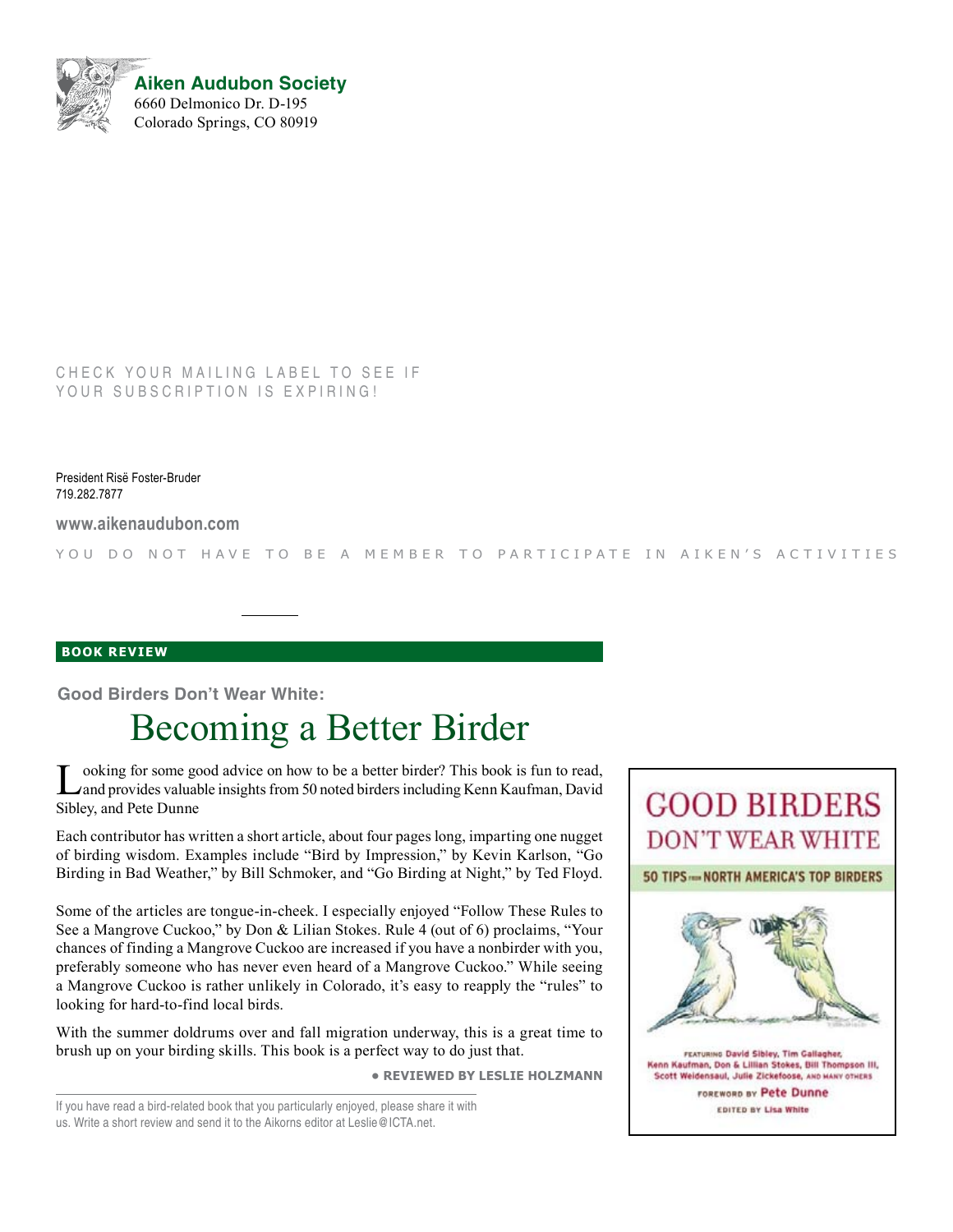**Aiken Audubon Society**
6660 Delmonico Dr. D-195
Colorado Springs, CO 80919

CHECK YOUR MAILING LABEL TO SEE IF YOUR SUBSCRIPTION IS EXPIRING!

President Risë Foster-Bruder
719.282.7877

**www.aikenaudubon.com**

YOU DO NOT HAVE TO BE A MEMBER TO PARTICIPATE IN AIKEN'S ACTIVITIES

**BOOK REVIEW**

### Good Birders Don't Wear White:

# Becoming a Better Birder

Looking for some good advice on how to be a better birder? This book is fun to read, and provides valuable insights from 50 noted birders including Kenn Kaufman, David Sibley, and Pete Dunne

Each contributor has written a short article, about four pages long, imparting one nugget of birding wisdom. Examples include "Bird by Impression," by Kevin Karlson, "Go Birding in Bad Weather," by Bill Schmoker, and "Go Birding at Night," by Ted Floyd.

Some of the articles are tongue-in-cheek. I especially enjoyed "Follow These Rules to See a Mangrove Cuckoo," by Don & Lilian Stokes. Rule 4 (out of 6) proclaims, "Your chances of finding a Mangrove Cuckoo are increased if you have a nonbirder with you, preferably someone who has never even heard of a Mangrove Cuckoo." While seeing a Mangrove Cuckoo is rather unlikely in Colorado, it's easy to reapply the "rules" to looking for hard-to-find local birds.

With the summer doldrums over and fall migration underway, this is a great time to brush up on your birding skills. This book is a perfect way to do just that.

**• REVIEWED BY LESLIE HOLZMANN**

If you have read a bird-related book that you particularly enjoyed, please share it with us. Write a short review and send it to the Aikorns editor at Leslie@ICTA.net.

GOOD BIRDERS DON'T WEAR WHITE

50 TIPS FROM NORTH AMERICA'S TOP BIRDERS

FEATURING David Sibley, Tim Gallagher, Kenn Kaufman, Don & Lillian Stokes, Bill Thompson III, Scott Weidensaul, Julie Zickefoose, AND MANY OTHERS

FOREWORD BY Pete Dunne

EDITED BY Lisa White